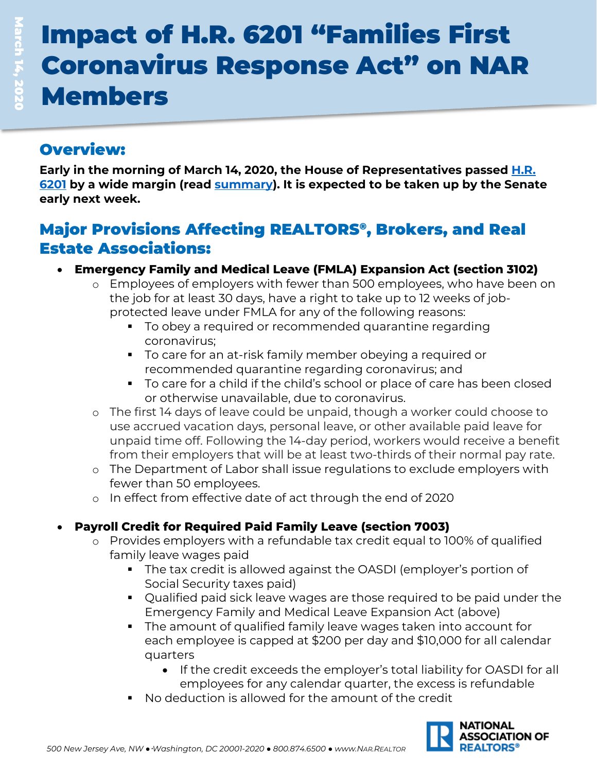# Impact of H.R. 6201 "Families First Coronavirus Response Act" on NAR Members

## Overview:

**Early in the morning of March 14, 2020, the House of Representatives passed H.R. 6201 by a wide margin (read summary). It is expected to be taken up by the Senate early next week.**

## Major Provisions Affecting REALTORS®, Brokers, and Real Estate Associations:

- **Emergency Family and Medical Leave (FMLA) Expansion Act (section 3102)**
  - Employees of employers with fewer than 500 employees, who have been on the job for at least 30 days, have a right to take up to 12 weeks of job-protected leave under FMLA for any of the following reasons:
    - To obey a required or recommended quarantine regarding coronavirus;
    - To care for an at-risk family member obeying a required or recommended quarantine regarding coronavirus; and
    - To care for a child if the child's school or place of care has been closed or otherwise unavailable, due to coronavirus.
  - The first 14 days of leave could be unpaid, though a worker could choose to use accrued vacation days, personal leave, or other available paid leave for unpaid time off. Following the 14-day period, workers would receive a benefit from their employers that will be at least two-thirds of their normal pay rate.
  - The Department of Labor shall issue regulations to exclude employers with fewer than 50 employees.
  - In effect from effective date of act through the end of 2020

- **Payroll Credit for Required Paid Family Leave (section 7003)**
  - Provides employers with a refundable tax credit equal to 100% of qualified family leave wages paid
    - The tax credit is allowed against the OASDI (employer's portion of Social Security taxes paid)
    - Qualified paid sick leave wages are those required to be paid under the Emergency Family and Medical Leave Expansion Act (above)
    - The amount of qualified family leave wages taken into account for each employee is capped at $200 per day and $10,000 for all calendar quarters
      - If the credit exceeds the employer's total liability for OASDI for all employees for any calendar quarter, the excess is refundable
    - No deduction is allowed for the amount of the credit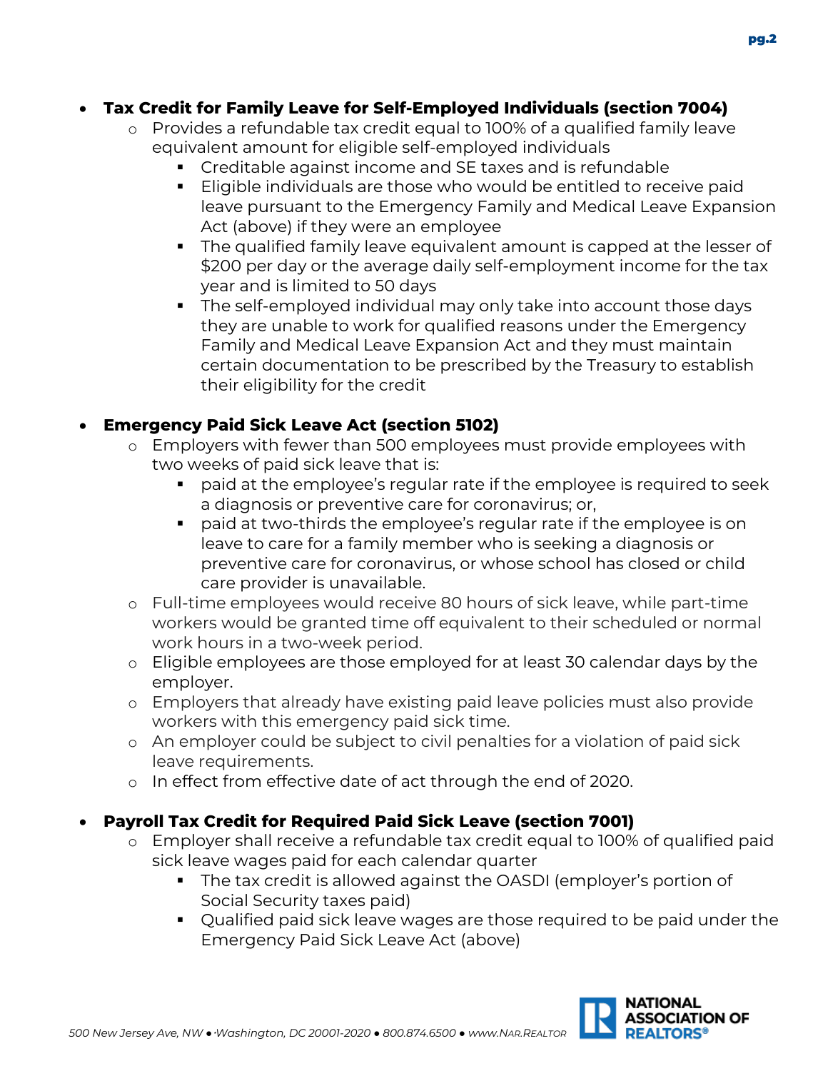- **Tax Credit for Family Leave for Self-Employed Individuals (section 7004)**
  - Provides a refundable tax credit equal to 100% of a qualified family leave equivalent amount for eligible self-employed individuals
    - Creditable against income and SE taxes and is refundable
    - Eligible individuals are those who would be entitled to receive paid leave pursuant to the Emergency Family and Medical Leave Expansion Act (above) if they were an employee
    - The qualified family leave equivalent amount is capped at the lesser of $200 per day or the average daily self-employment income for the tax year and is limited to 50 days
    - The self-employed individual may only take into account those days they are unable to work for qualified reasons under the Emergency Family and Medical Leave Expansion Act and they must maintain certain documentation to be prescribed by the Treasury to establish their eligibility for the credit

- **Emergency Paid Sick Leave Act (section 5102)**
  - Employers with fewer than 500 employees must provide employees with two weeks of paid sick leave that is:
    - paid at the employee's regular rate if the employee is required to seek a diagnosis or preventive care for coronavirus; or,
    - paid at two-thirds the employee's regular rate if the employee is on leave to care for a family member who is seeking a diagnosis or preventive care for coronavirus, or whose school has closed or child care provider is unavailable.
  - Full-time employees would receive 80 hours of sick leave, while part-time workers would be granted time off equivalent to their scheduled or normal work hours in a two-week period.
  - Eligible employees are those employed for at least 30 calendar days by the employer.
  - Employers that already have existing paid leave policies must also provide workers with this emergency paid sick time.
  - An employer could be subject to civil penalties for a violation of paid sick leave requirements.
  - In effect from effective date of act through the end of 2020.

- **Payroll Tax Credit for Required Paid Sick Leave (section 7001)**
  - Employer shall receive a refundable tax credit equal to 100% of qualified paid sick leave wages paid for each calendar quarter
    - The tax credit is allowed against the OASDI (employer's portion of Social Security taxes paid)
    - Qualified paid sick leave wages are those required to be paid under the Emergency Paid Sick Leave Act (above)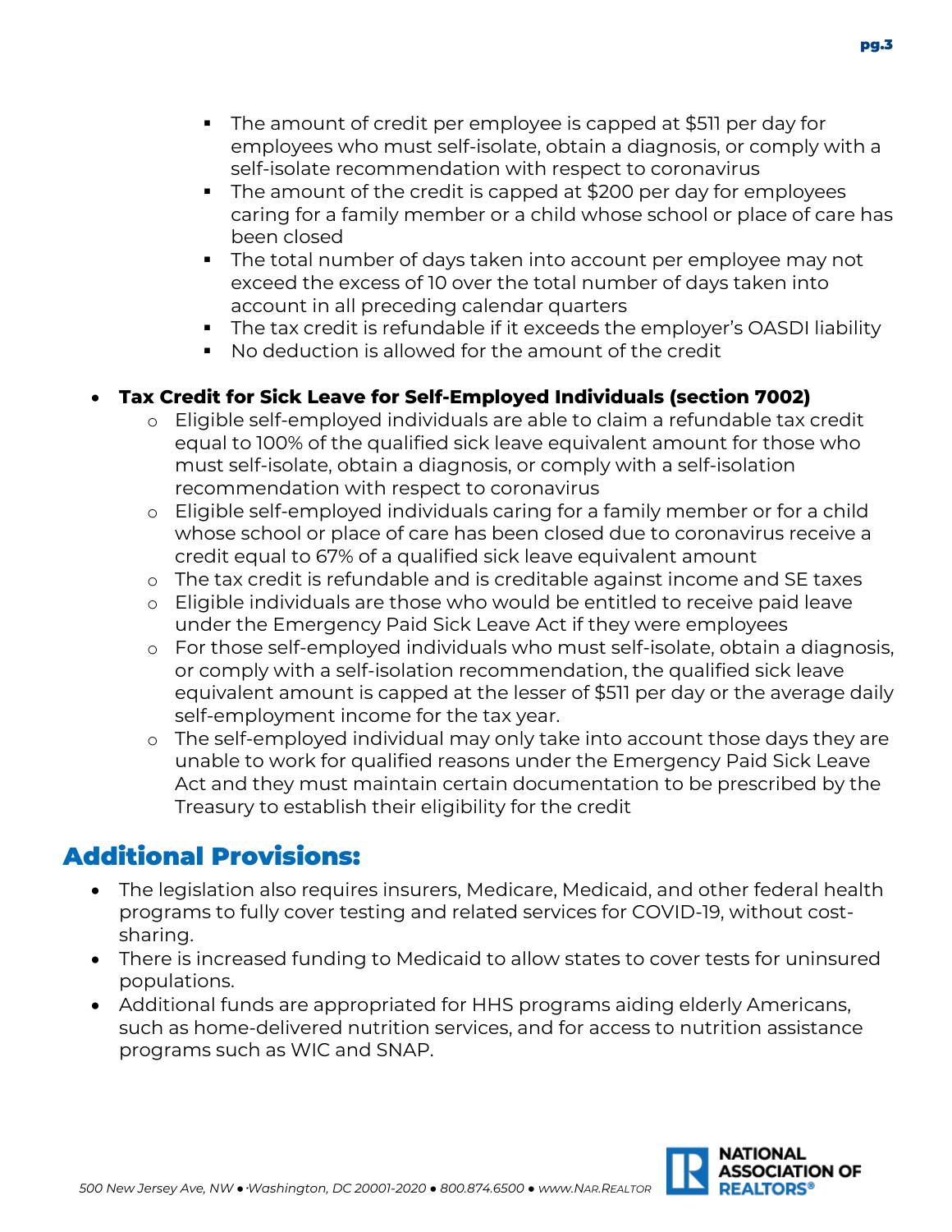- The amount of credit per employee is capped at $511 per day for employees who must self-isolate, obtain a diagnosis, or comply with a self-isolate recommendation with respect to coronavirus
    - The amount of the credit is capped at $200 per day for employees caring for a family member or a child whose school or place of care has been closed
    - The total number of days taken into account per employee may not exceed the excess of 10 over the total number of days taken into account in all preceding calendar quarters
    - The tax credit is refundable if it exceeds the employer's OASDI liability
    - No deduction is allowed for the amount of the credit

- **Tax Credit for Sick Leave for Self-Employed Individuals (section 7002)**
  - Eligible self-employed individuals are able to claim a refundable tax credit equal to 100% of the qualified sick leave equivalent amount for those who must self-isolate, obtain a diagnosis, or comply with a self-isolation recommendation with respect to coronavirus
  - Eligible self-employed individuals caring for a family member or for a child whose school or place of care has been closed due to coronavirus receive a credit equal to 67% of a qualified sick leave equivalent amount
  - The tax credit is refundable and is creditable against income and SE taxes
  - Eligible individuals are those who would be entitled to receive paid leave under the Emergency Paid Sick Leave Act if they were employees
  - For those self-employed individuals who must self-isolate, obtain a diagnosis, or comply with a self-isolation recommendation, the qualified sick leave equivalent amount is capped at the lesser of $511 per day or the average daily self-employment income for the tax year.
  - The self-employed individual may only take into account those days they are unable to work for qualified reasons under the Emergency Paid Sick Leave Act and they must maintain certain documentation to be prescribed by the Treasury to establish their eligibility for the credit

## Additional Provisions:

- The legislation also requires insurers, Medicare, Medicaid, and other federal health programs to fully cover testing and related services for COVID-19, without cost-sharing.
- There is increased funding to Medicaid to allow states to cover tests for uninsured populations.
- Additional funds are appropriated for HHS programs aiding elderly Americans, such as home-delivered nutrition services, and for access to nutrition assistance programs such as WIC and SNAP.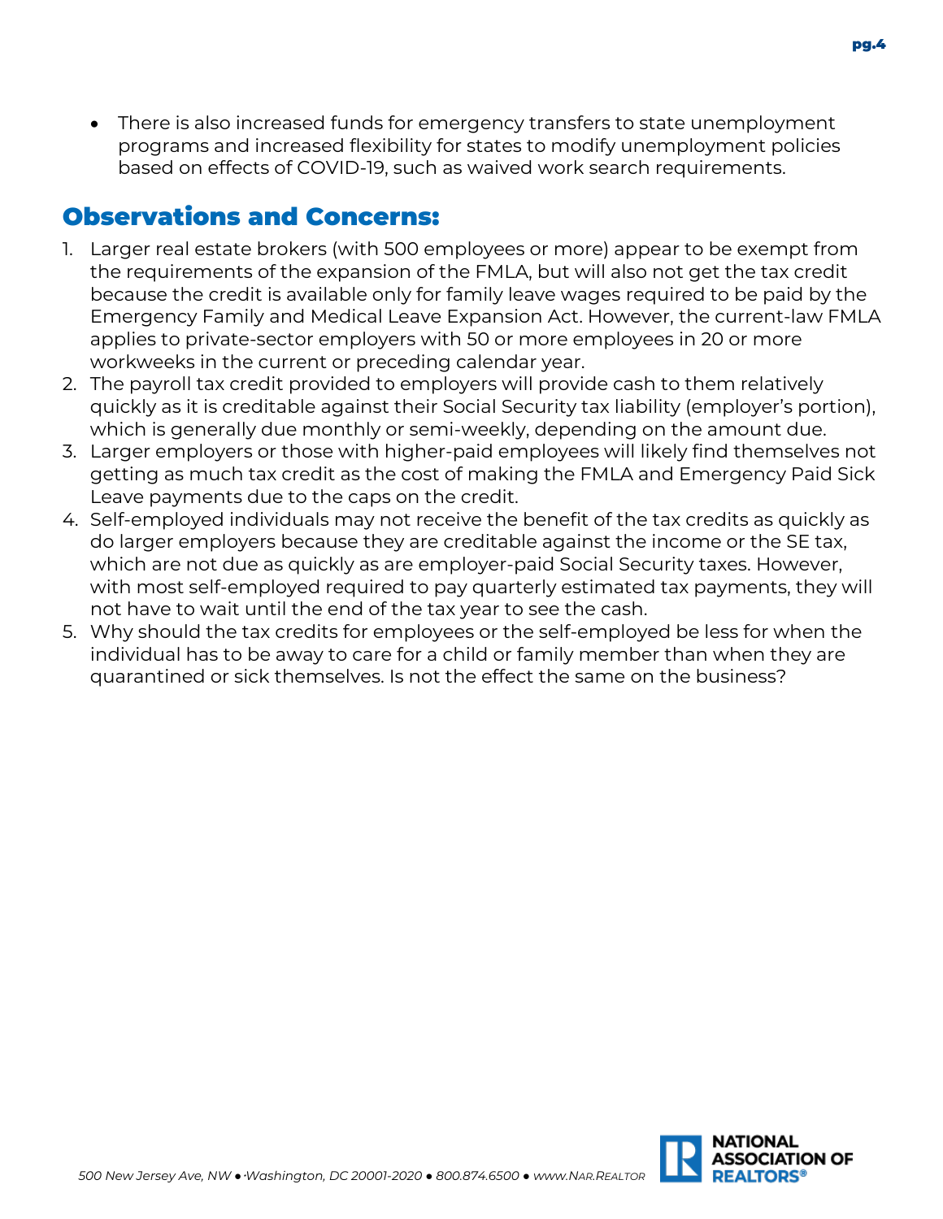- There is also increased funds for emergency transfers to state unemployment programs and increased flexibility for states to modify unemployment policies based on effects of COVID-19, such as waived work search requirements.

## Observations and Concerns:

1. Larger real estate brokers (with 500 employees or more) appear to be exempt from the requirements of the expansion of the FMLA, but will also not get the tax credit because the credit is available only for family leave wages required to be paid by the Emergency Family and Medical Leave Expansion Act. However, the current-law FMLA applies to private-sector employers with 50 or more employees in 20 or more workweeks in the current or preceding calendar year.
2. The payroll tax credit provided to employers will provide cash to them relatively quickly as it is creditable against their Social Security tax liability (employer's portion), which is generally due monthly or semi-weekly, depending on the amount due.
3. Larger employers or those with higher-paid employees will likely find themselves not getting as much tax credit as the cost of making the FMLA and Emergency Paid Sick Leave payments due to the caps on the credit.
4. Self-employed individuals may not receive the benefit of the tax credits as quickly as do larger employers because they are creditable against the income or the SE tax, which are not due as quickly as are employer-paid Social Security taxes. However, with most self-employed required to pay quarterly estimated tax payments, they will not have to wait until the end of the tax year to see the cash.
5. Why should the tax credits for employees or the self-employed be less for when the individual has to be away to care for a child or family member than when they are quarantined or sick themselves. Is not the effect the same on the business?